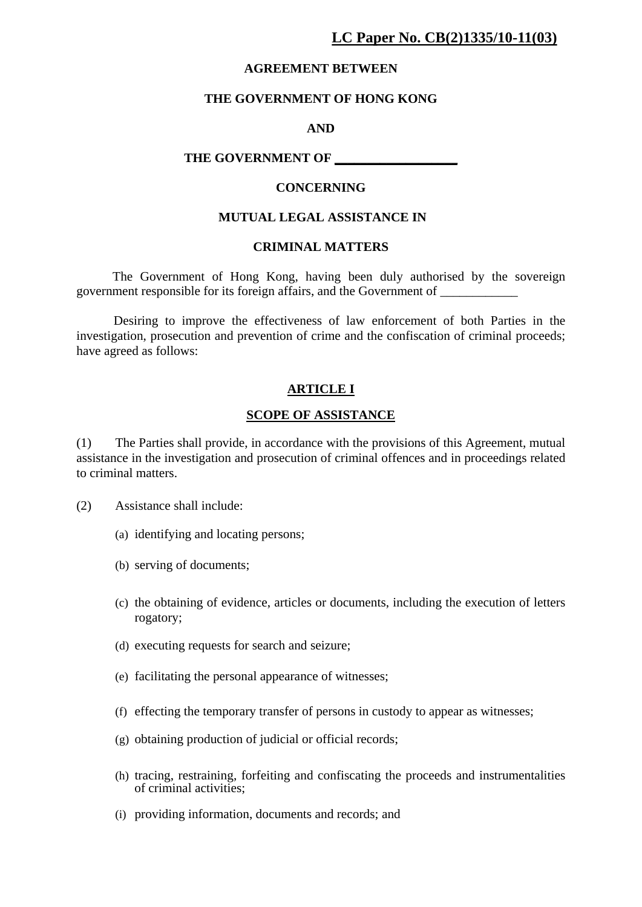**LC Paper No. CB(2)1335/10-11(03)**

**AGREEMENT BETWEEN**

**THE GOVERNMENT OF HONG KONG**

**AND**

**THE GOVERNMENT OF \_\_\_\_\_\_\_\_\_\_\_\_\_\_\_\_\_\_\_\_**

**CONCERNING**

**MUTUAL LEGAL ASSISTANCE IN**

**CRIMINAL MATTERS**

The Government of Hong Kong, having been duly authorised by the sovereign government responsible for its foreign affairs, and the Government of \_\_\_\_\_\_\_\_\_\_\_\_

Desiring to improve the effectiveness of law enforcement of both Parties in the investigation, prosecution and prevention of crime and the confiscation of criminal proceeds; have agreed as follows:

## ARTICLE I

## SCOPE OF ASSISTANCE

(1) The Parties shall provide, in accordance with the provisions of this Agreement, mutual assistance in the investigation and prosecution of criminal offences and in proceedings related to criminal matters.

(2) Assistance shall include:

(a) identifying and locating persons;

(b) serving of documents;

(c) the obtaining of evidence, articles or documents, including the execution of letters rogatory;

(d) executing requests for search and seizure;

(e) facilitating the personal appearance of witnesses;

(f) effecting the temporary transfer of persons in custody to appear as witnesses;

(g) obtaining production of judicial or official records;

(h) tracing, restraining, forfeiting and confiscating the proceeds and instrumentalities of criminal activities;

(i) providing information, documents and records; and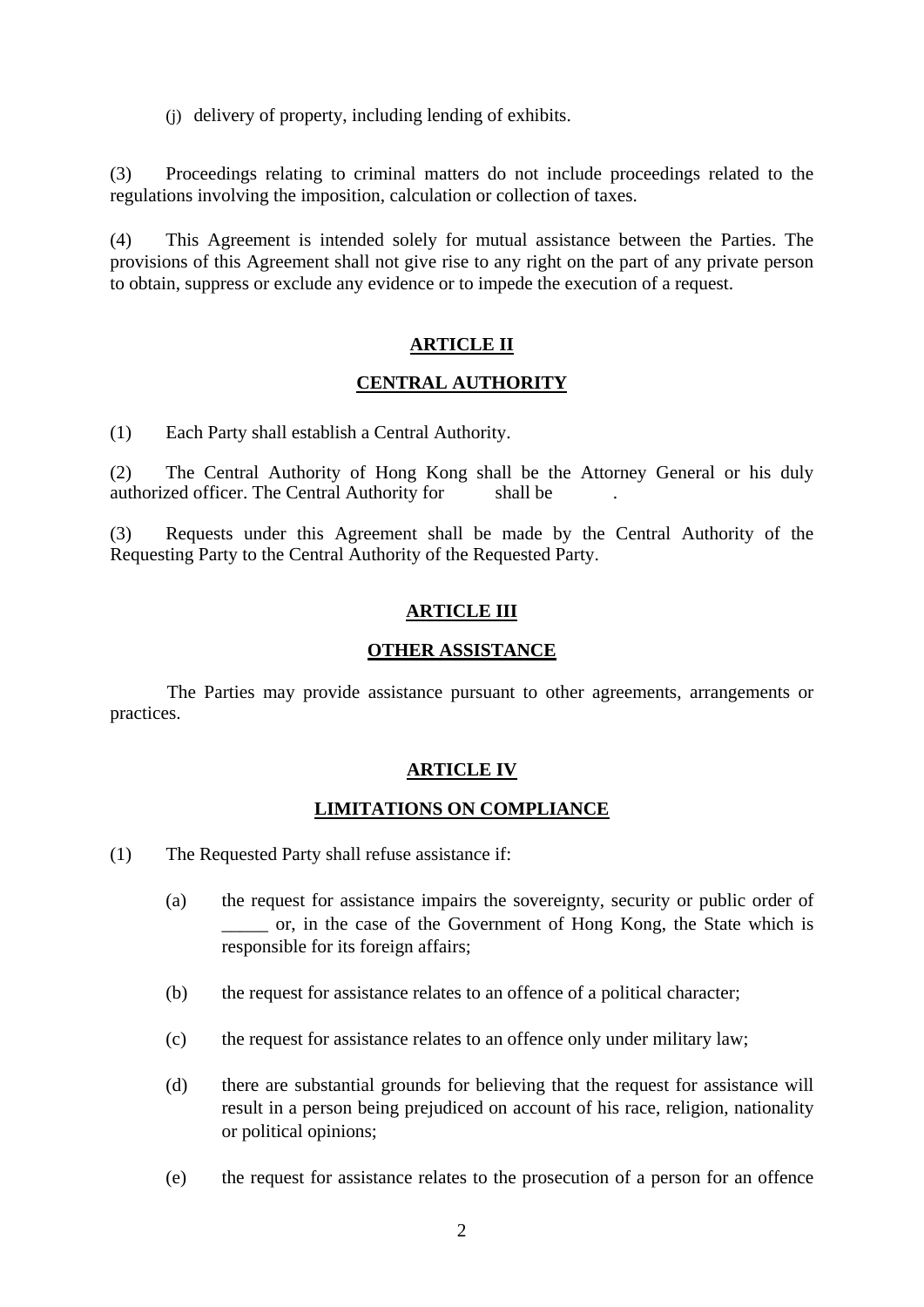(j) delivery of property, including lending of exhibits.

(3) Proceedings relating to criminal matters do not include proceedings related to the regulations involving the imposition, calculation or collection of taxes.

(4) This Agreement is intended solely for mutual assistance between the Parties. The provisions of this Agreement shall not give rise to any right on the part of any private person to obtain, suppress or exclude any evidence or to impede the execution of a request.

## ARTICLE II

## CENTRAL AUTHORITY

(1) Each Party shall establish a Central Authority.

(2) The Central Authority of Hong Kong shall be the Attorney General or his duly authorized officer. The Central Authority for shall be .

(3) Requests under this Agreement shall be made by the Central Authority of the Requesting Party to the Central Authority of the Requested Party.

## ARTICLE III

## OTHER ASSISTANCE

The Parties may provide assistance pursuant to other agreements, arrangements or practices.

## ARTICLE IV

## LIMITATIONS ON COMPLIANCE

(1) The Requested Party shall refuse assistance if:

(a) the request for assistance impairs the sovereignty, security or public order of _____ or, in the case of the Government of Hong Kong, the State which is responsible for its foreign affairs;

(b) the request for assistance relates to an offence of a political character;

(c) the request for assistance relates to an offence only under military law;

(d) there are substantial grounds for believing that the request for assistance will result in a person being prejudiced on account of his race, religion, nationality or political opinions;

(e) the request for assistance relates to the prosecution of a person for an offence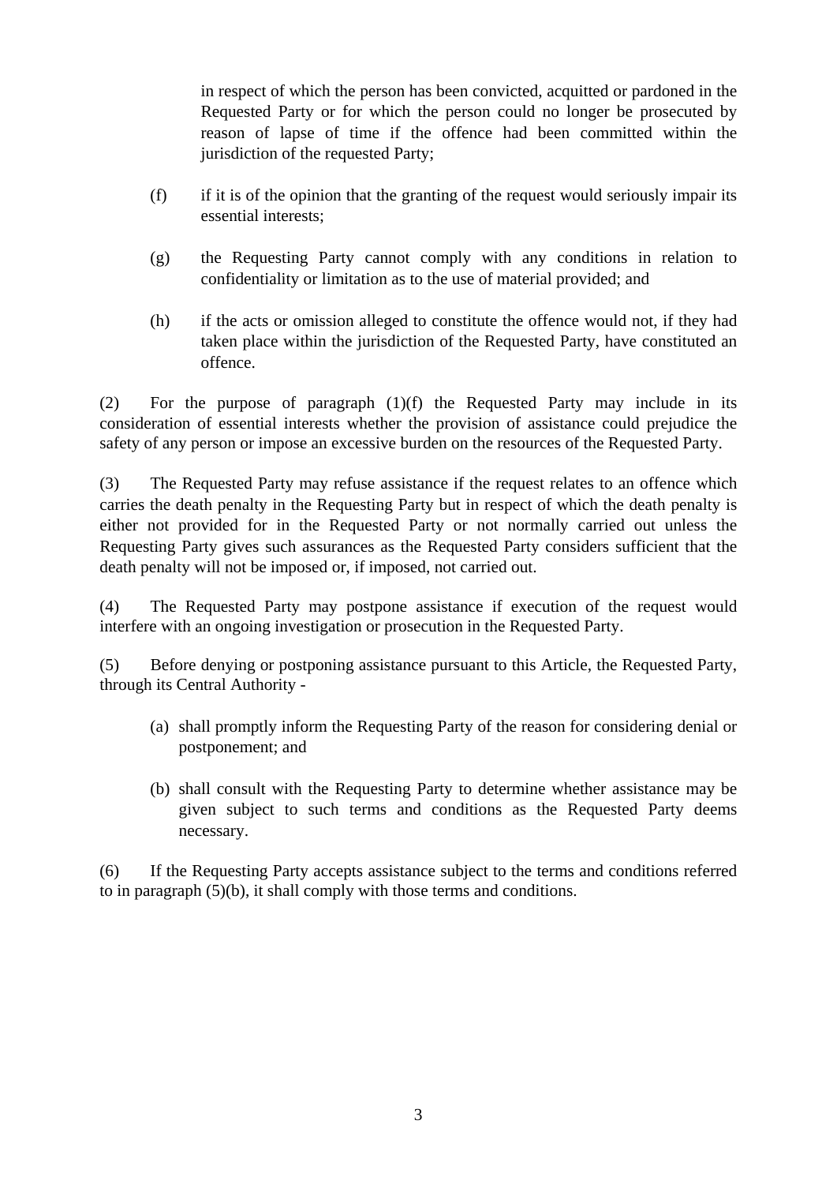in respect of which the person has been convicted, acquitted or pardoned in the Requested Party or for which the person could no longer be prosecuted by reason of lapse of time if the offence had been committed within the jurisdiction of the requested Party;

(f) if it is of the opinion that the granting of the request would seriously impair its essential interests;

(g) the Requesting Party cannot comply with any conditions in relation to confidentiality or limitation as to the use of material provided; and

(h) if the acts or omission alleged to constitute the offence would not, if they had taken place within the jurisdiction of the Requested Party, have constituted an offence.

(2) For the purpose of paragraph (1)(f) the Requested Party may include in its consideration of essential interests whether the provision of assistance could prejudice the safety of any person or impose an excessive burden on the resources of the Requested Party.

(3) The Requested Party may refuse assistance if the request relates to an offence which carries the death penalty in the Requesting Party but in respect of which the death penalty is either not provided for in the Requested Party or not normally carried out unless the Requesting Party gives such assurances as the Requested Party considers sufficient that the death penalty will not be imposed or, if imposed, not carried out.

(4) The Requested Party may postpone assistance if execution of the request would interfere with an ongoing investigation or prosecution in the Requested Party.

(5) Before denying or postponing assistance pursuant to this Article, the Requested Party, through its Central Authority -

(a) shall promptly inform the Requesting Party of the reason for considering denial or postponement; and

(b) shall consult with the Requesting Party to determine whether assistance may be given subject to such terms and conditions as the Requested Party deems necessary.

(6) If the Requesting Party accepts assistance subject to the terms and conditions referred to in paragraph (5)(b), it shall comply with those terms and conditions.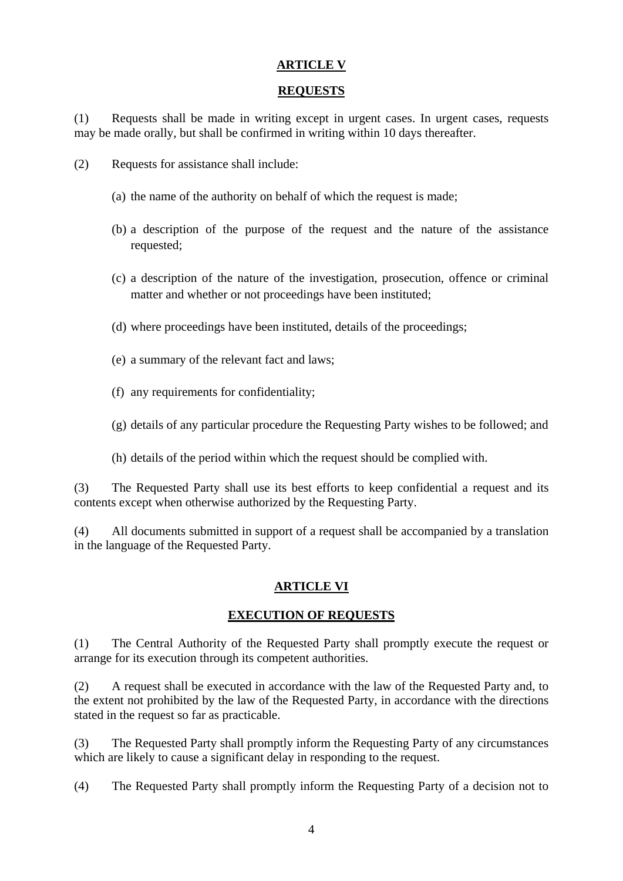## ARTICLE V

## REQUESTS

(1) Requests shall be made in writing except in urgent cases. In urgent cases, requests may be made orally, but shall be confirmed in writing within 10 days thereafter.

(2) Requests for assistance shall include:

(a) the name of the authority on behalf of which the request is made;

(b) a description of the purpose of the request and the nature of the assistance requested;

(c) a description of the nature of the investigation, prosecution, offence or criminal matter and whether or not proceedings have been instituted;

(d) where proceedings have been instituted, details of the proceedings;

(e) a summary of the relevant fact and laws;

(f) any requirements for confidentiality;

(g) details of any particular procedure the Requesting Party wishes to be followed; and

(h) details of the period within which the request should be complied with.

(3) The Requested Party shall use its best efforts to keep confidential a request and its contents except when otherwise authorized by the Requesting Party.

(4) All documents submitted in support of a request shall be accompanied by a translation in the language of the Requested Party.

## ARTICLE VI

## EXECUTION OF REQUESTS

(1) The Central Authority of the Requested Party shall promptly execute the request or arrange for its execution through its competent authorities.

(2) A request shall be executed in accordance with the law of the Requested Party and, to the extent not prohibited by the law of the Requested Party, in accordance with the directions stated in the request so far as practicable.

(3) The Requested Party shall promptly inform the Requesting Party of any circumstances which are likely to cause a significant delay in responding to the request.

(4) The Requested Party shall promptly inform the Requesting Party of a decision not to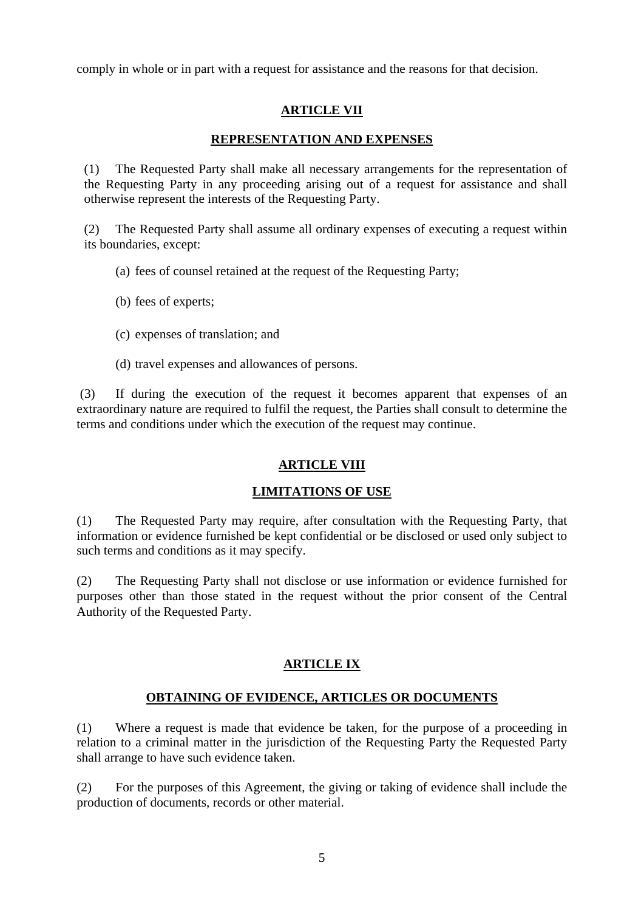comply in whole or in part with a request for assistance and the reasons for that decision.

## ARTICLE VII

### REPRESENTATION AND EXPENSES

(1) The Requested Party shall make all necessary arrangements for the representation of the Requesting Party in any proceeding arising out of a request for assistance and shall otherwise represent the interests of the Requesting Party.

(2) The Requested Party shall assume all ordinary expenses of executing a request within its boundaries, except:

(a) fees of counsel retained at the request of the Requesting Party;

(b) fees of experts;

(c) expenses of translation; and

(d) travel expenses and allowances of persons.

(3) If during the execution of the request it becomes apparent that expenses of an extraordinary nature are required to fulfil the request, the Parties shall consult to determine the terms and conditions under which the execution of the request may continue.

## ARTICLE VIII

### LIMITATIONS OF USE

(1) The Requested Party may require, after consultation with the Requesting Party, that information or evidence furnished be kept confidential or be disclosed or used only subject to such terms and conditions as it may specify.

(2) The Requesting Party shall not disclose or use information or evidence furnished for purposes other than those stated in the request without the prior consent of the Central Authority of the Requested Party.

## ARTICLE IX

### OBTAINING OF EVIDENCE, ARTICLES OR DOCUMENTS

(1) Where a request is made that evidence be taken, for the purpose of a proceeding in relation to a criminal matter in the jurisdiction of the Requesting Party the Requested Party shall arrange to have such evidence taken.

(2) For the purposes of this Agreement, the giving or taking of evidence shall include the production of documents, records or other material.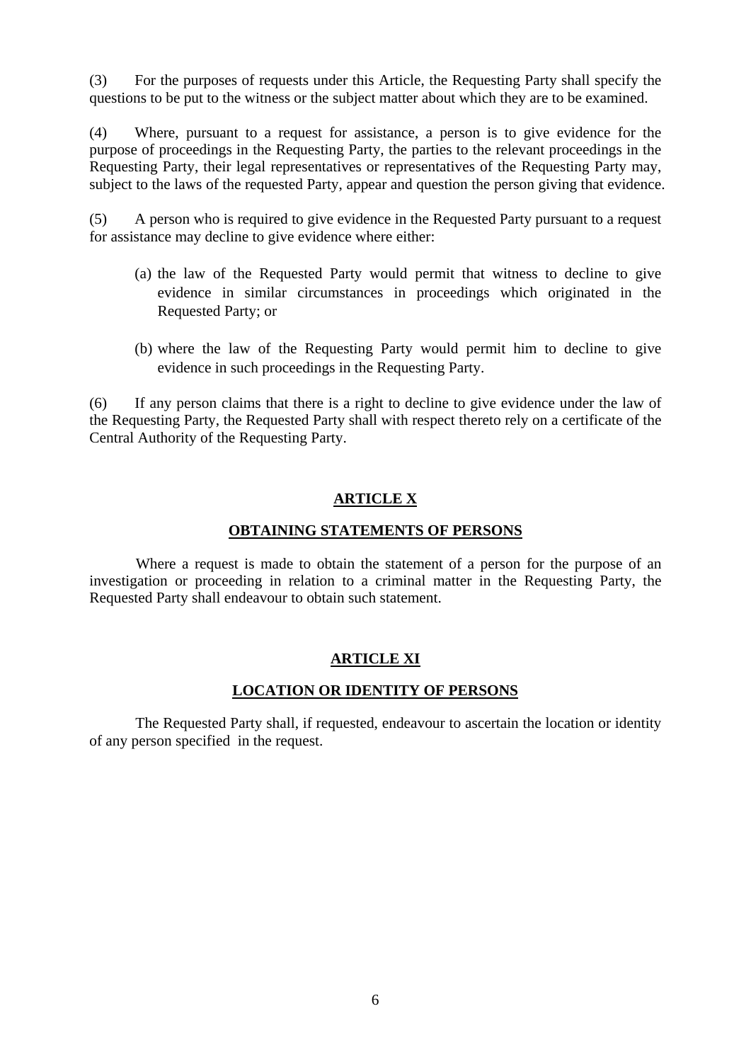(3) For the purposes of requests under this Article, the Requesting Party shall specify the questions to be put to the witness or the subject matter about which they are to be examined.

(4) Where, pursuant to a request for assistance, a person is to give evidence for the purpose of proceedings in the Requesting Party, the parties to the relevant proceedings in the Requesting Party, their legal representatives or representatives of the Requesting Party may, subject to the laws of the requested Party, appear and question the person giving that evidence.

(5) A person who is required to give evidence in the Requested Party pursuant to a request for assistance may decline to give evidence where either:

(a) the law of the Requested Party would permit that witness to decline to give evidence in similar circumstances in proceedings which originated in the Requested Party; or

(b) where the law of the Requesting Party would permit him to decline to give evidence in such proceedings in the Requesting Party.

(6) If any person claims that there is a right to decline to give evidence under the law of the Requesting Party, the Requested Party shall with respect thereto rely on a certificate of the Central Authority of the Requesting Party.

## ARTICLE X

## OBTAINING STATEMENTS OF PERSONS

Where a request is made to obtain the statement of a person for the purpose of an investigation or proceeding in relation to a criminal matter in the Requesting Party, the Requested Party shall endeavour to obtain such statement.

## ARTICLE XI

## LOCATION OR IDENTITY OF PERSONS

The Requested Party shall, if requested, endeavour to ascertain the location or identity of any person specified in the request.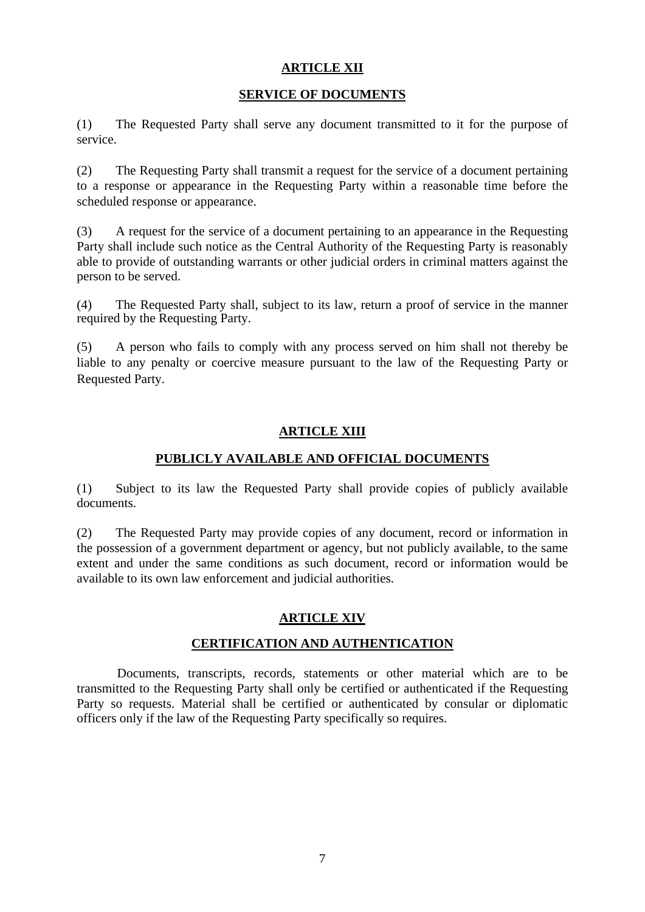## ARTICLE XII

## SERVICE OF DOCUMENTS

(1) The Requested Party shall serve any document transmitted to it for the purpose of service.

(2) The Requesting Party shall transmit a request for the service of a document pertaining to a response or appearance in the Requesting Party within a reasonable time before the scheduled response or appearance.

(3) A request for the service of a document pertaining to an appearance in the Requesting Party shall include such notice as the Central Authority of the Requesting Party is reasonably able to provide of outstanding warrants or other judicial orders in criminal matters against the person to be served.

(4) The Requested Party shall, subject to its law, return a proof of service in the manner required by the Requesting Party.

(5) A person who fails to comply with any process served on him shall not thereby be liable to any penalty or coercive measure pursuant to the law of the Requesting Party or Requested Party.

## ARTICLE XIII

## PUBLICLY AVAILABLE AND OFFICIAL DOCUMENTS

(1) Subject to its law the Requested Party shall provide copies of publicly available documents.

(2) The Requested Party may provide copies of any document, record or information in the possession of a government department or agency, but not publicly available, to the same extent and under the same conditions as such document, record or information would be available to its own law enforcement and judicial authorities.

## ARTICLE XIV

## CERTIFICATION AND AUTHENTICATION

Documents, transcripts, records, statements or other material which are to be transmitted to the Requesting Party shall only be certified or authenticated if the Requesting Party so requests. Material shall be certified or authenticated by consular or diplomatic officers only if the law of the Requesting Party specifically so requires.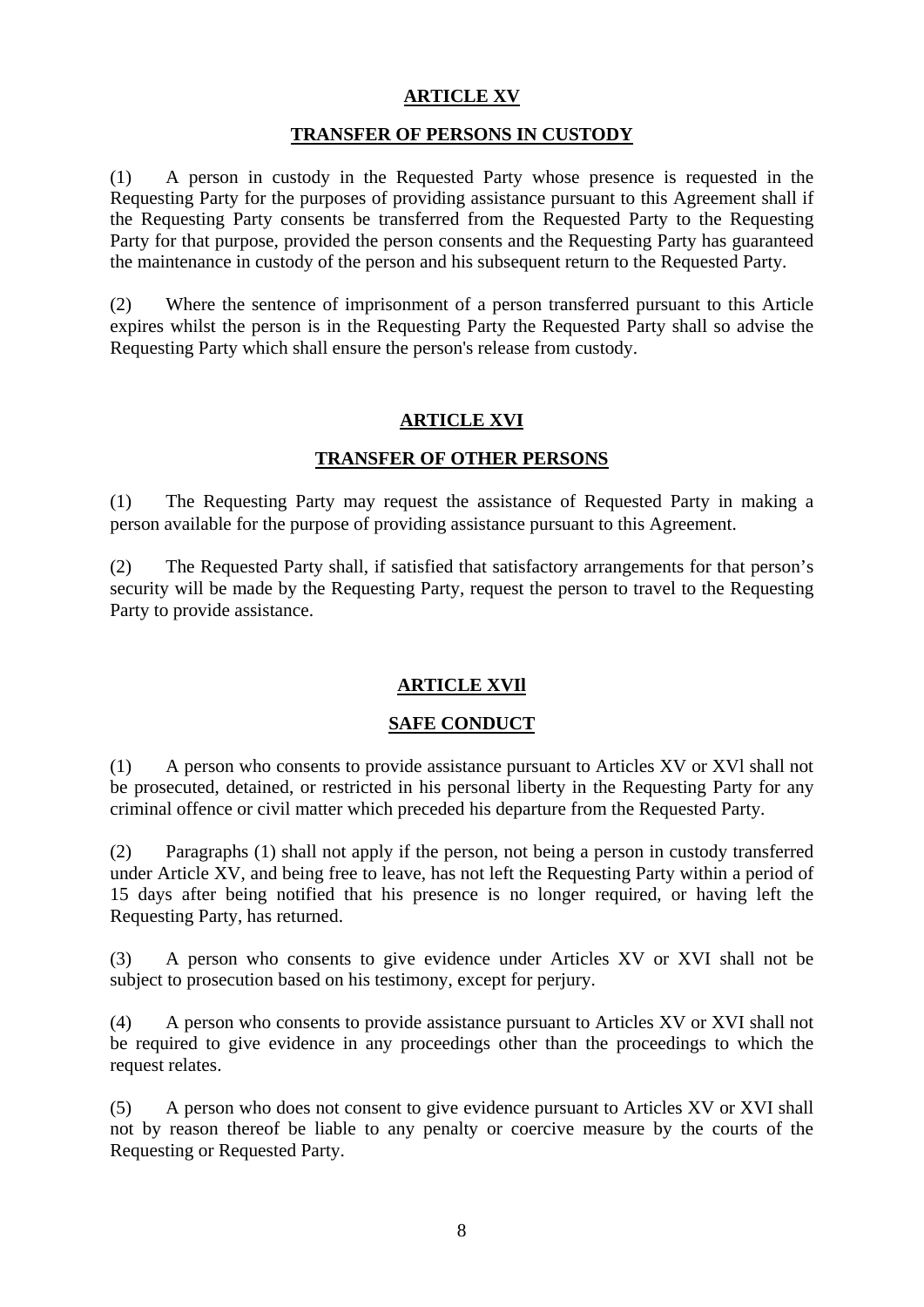## ARTICLE XV

## TRANSFER OF PERSONS IN CUSTODY

(1) A person in custody in the Requested Party whose presence is requested in the Requesting Party for the purposes of providing assistance pursuant to this Agreement shall if the Requesting Party consents be transferred from the Requested Party to the Requesting Party for that purpose, provided the person consents and the Requesting Party has guaranteed the maintenance in custody of the person and his subsequent return to the Requested Party.

(2) Where the sentence of imprisonment of a person transferred pursuant to this Article expires whilst the person is in the Requesting Party the Requested Party shall so advise the Requesting Party which shall ensure the person's release from custody.

## ARTICLE XVI

## TRANSFER OF OTHER PERSONS

(1) The Requesting Party may request the assistance of Requested Party in making a person available for the purpose of providing assistance pursuant to this Agreement.

(2) The Requested Party shall, if satisfied that satisfactory arrangements for that person's security will be made by the Requesting Party, request the person to travel to the Requesting Party to provide assistance.

## ARTICLE XVIl

## SAFE CONDUCT

(1) A person who consents to provide assistance pursuant to Articles XV or XVl shall not be prosecuted, detained, or restricted in his personal liberty in the Requesting Party for any criminal offence or civil matter which preceded his departure from the Requested Party.

(2) Paragraphs (1) shall not apply if the person, not being a person in custody transferred under Article XV, and being free to leave, has not left the Requesting Party within a period of 15 days after being notified that his presence is no longer required, or having left the Requesting Party, has returned.

(3) A person who consents to give evidence under Articles XV or XVI shall not be subject to prosecution based on his testimony, except for perjury.

(4) A person who consents to provide assistance pursuant to Articles XV or XVI shall not be required to give evidence in any proceedings other than the proceedings to which the request relates.

(5) A person who does not consent to give evidence pursuant to Articles XV or XVI shall not by reason thereof be liable to any penalty or coercive measure by the courts of the Requesting or Requested Party.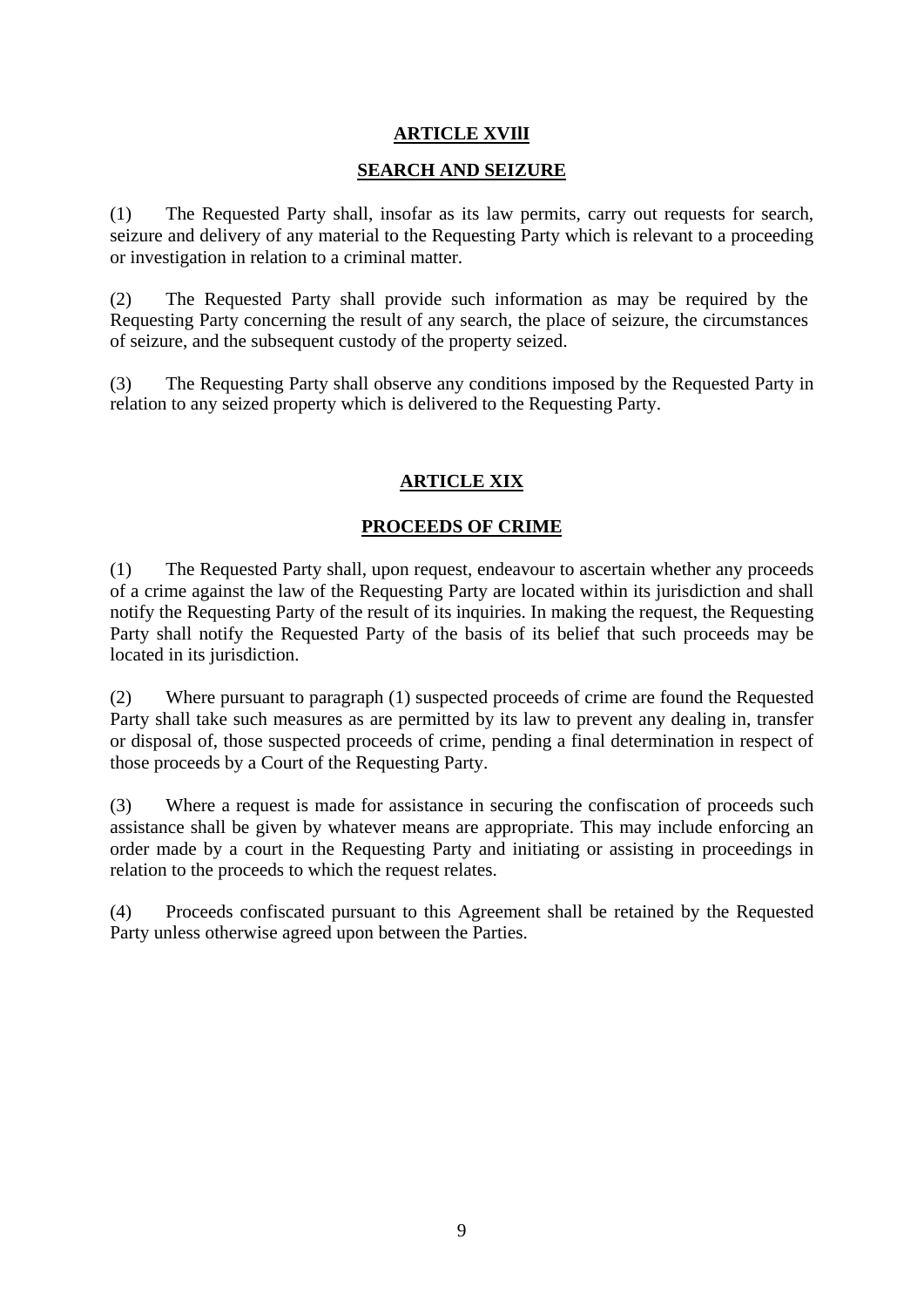## ARTICLE XVIlI

## SEARCH AND SEIZURE

(1) The Requested Party shall, insofar as its law permits, carry out requests for search, seizure and delivery of any material to the Requesting Party which is relevant to a proceeding or investigation in relation to a criminal matter.

(2) The Requested Party shall provide such information as may be required by the Requesting Party concerning the result of any search, the place of seizure, the circumstances of seizure, and the subsequent custody of the property seized.

(3) The Requesting Party shall observe any conditions imposed by the Requested Party in relation to any seized property which is delivered to the Requesting Party.

## ARTICLE XIX

## PROCEEDS OF CRIME

(1) The Requested Party shall, upon request, endeavour to ascertain whether any proceeds of a crime against the law of the Requesting Party are located within its jurisdiction and shall notify the Requesting Party of the result of its inquiries. In making the request, the Requesting Party shall notify the Requested Party of the basis of its belief that such proceeds may be located in its jurisdiction.

(2) Where pursuant to paragraph (1) suspected proceeds of crime are found the Requested Party shall take such measures as are permitted by its law to prevent any dealing in, transfer or disposal of, those suspected proceeds of crime, pending a final determination in respect of those proceeds by a Court of the Requesting Party.

(3) Where a request is made for assistance in securing the confiscation of proceeds such assistance shall be given by whatever means are appropriate. This may include enforcing an order made by a court in the Requesting Party and initiating or assisting in proceedings in relation to the proceeds to which the request relates.

(4) Proceeds confiscated pursuant to this Agreement shall be retained by the Requested Party unless otherwise agreed upon between the Parties.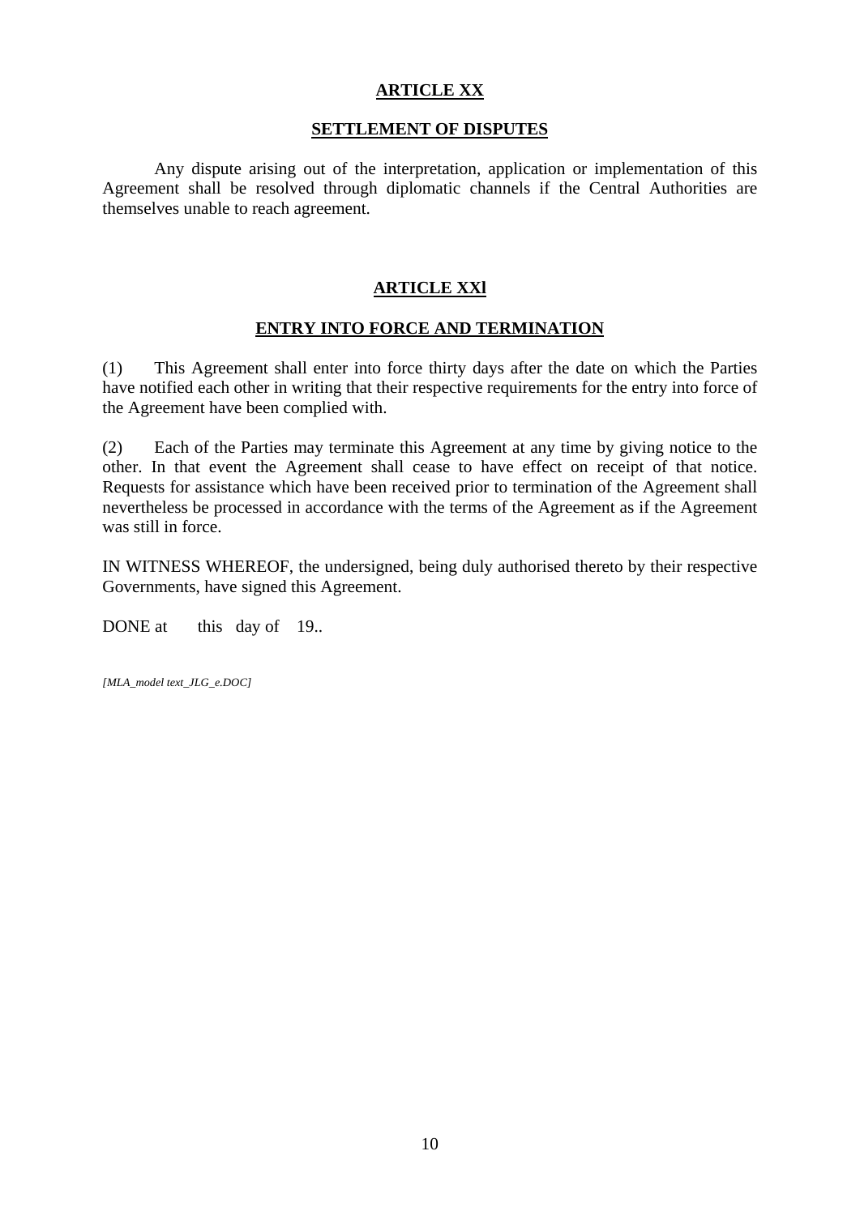## ARTICLE XX

### SETTLEMENT OF DISPUTES

Any dispute arising out of the interpretation, application or implementation of this Agreement shall be resolved through diplomatic channels if the Central Authorities are themselves unable to reach agreement.

## ARTICLE XXl

### ENTRY INTO FORCE AND TERMINATION

(1) This Agreement shall enter into force thirty days after the date on which the Parties have notified each other in writing that their respective requirements for the entry into force of the Agreement have been complied with.

(2) Each of the Parties may terminate this Agreement at any time by giving notice to the other. In that event the Agreement shall cease to have effect on receipt of that notice. Requests for assistance which have been received prior to termination of the Agreement shall nevertheless be processed in accordance with the terms of the Agreement as if the Agreement was still in force.

IN WITNESS WHEREOF, the undersigned, being duly authorised thereto by their respective Governments, have signed this Agreement.

DONE at this day of 19..

*[MLA_model text_JLG_e.DOC]*